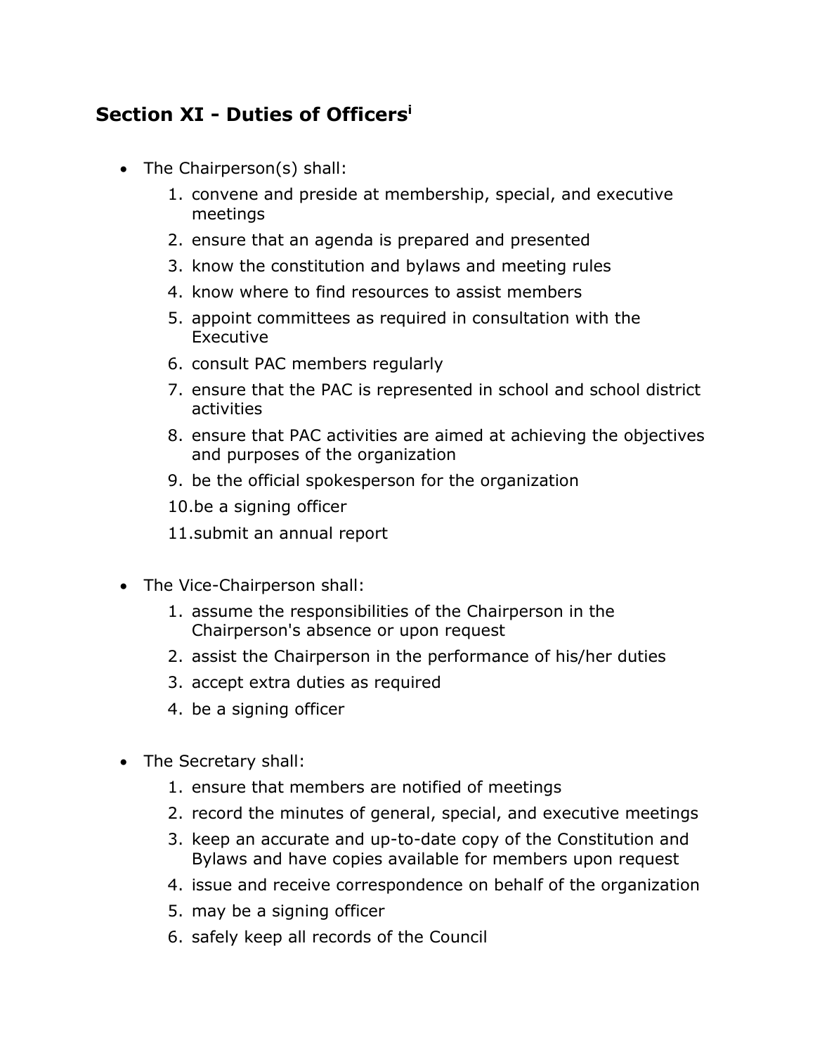## Section XI - Duties of Officers[i]

- The Chairperson(s) shall:
    1. convene and preside at membership, special, and executive meetings
    2. ensure that an agenda is prepared and presented
    3. know the constitution and bylaws and meeting rules
    4. know where to find resources to assist members
    5. appoint committees as required in consultation with the Executive
    6. consult PAC members regularly
    7. ensure that the PAC is represented in school and school district activities
    8. ensure that PAC activities are aimed at achieving the objectives and purposes of the organization
    9. be the official spokesperson for the organization
    10. be a signing officer
    11. submit an annual report

- The Vice-Chairperson shall:
    1. assume the responsibilities of the Chairperson in the Chairperson's absence or upon request
    2. assist the Chairperson in the performance of his/her duties
    3. accept extra duties as required
    4. be a signing officer

- The Secretary shall:
    1. ensure that members are notified of meetings
    2. record the minutes of general, special, and executive meetings
    3. keep an accurate and up-to-date copy of the Constitution and Bylaws and have copies available for members upon request
    4. issue and receive correspondence on behalf of the organization
    5. may be a signing officer
    6. safely keep all records of the Council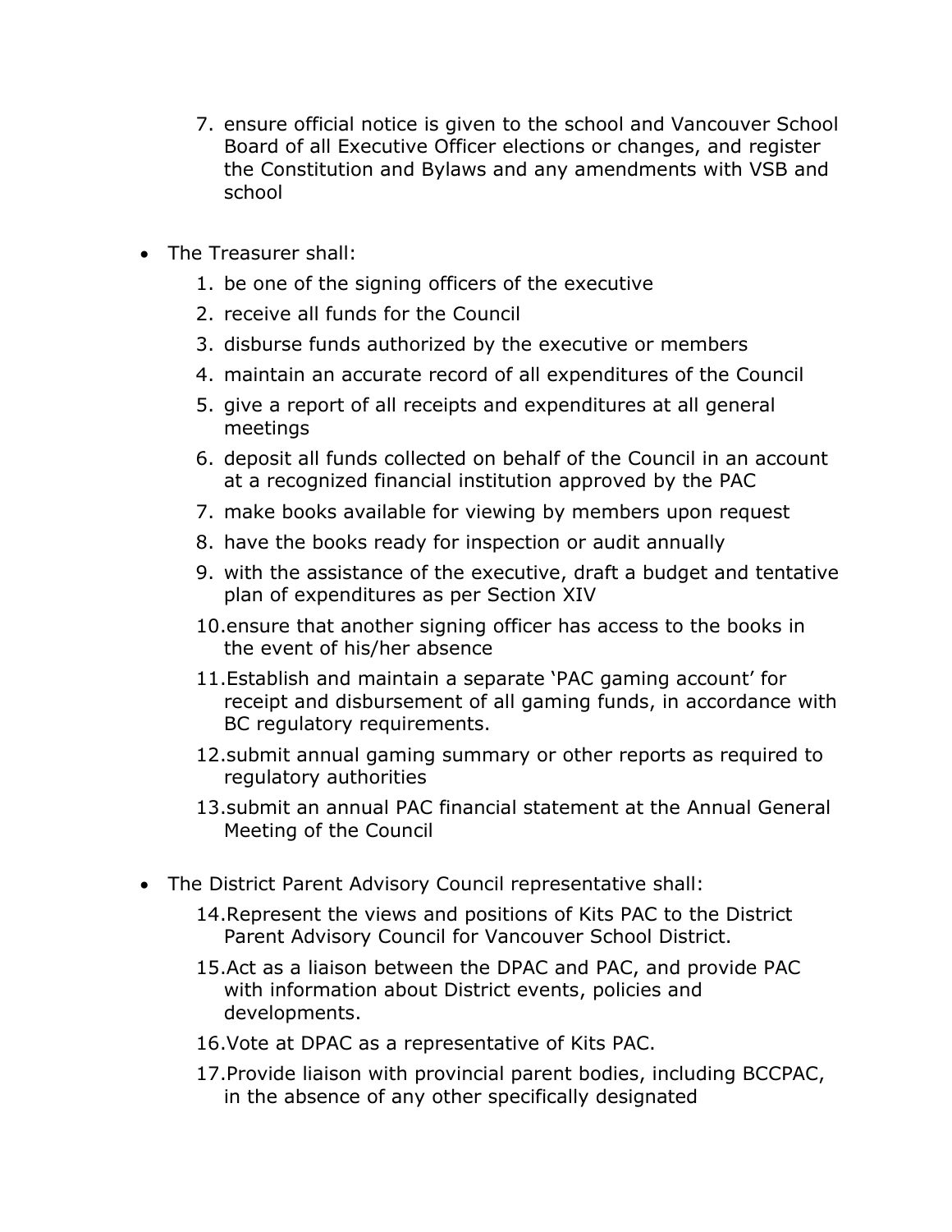7. ensure official notice is given to the school and Vancouver School Board of all Executive Officer elections or changes, and register the Constitution and Bylaws and any amendments with VSB and school

- The Treasurer shall:
    1. be one of the signing officers of the executive
    2. receive all funds for the Council
    3. disburse funds authorized by the executive or members
    4. maintain an accurate record of all expenditures of the Council
    5. give a report of all receipts and expenditures at all general meetings
    6. deposit all funds collected on behalf of the Council in an account at a recognized financial institution approved by the PAC
    7. make books available for viewing by members upon request
    8. have the books ready for inspection or audit annually
    9. with the assistance of the executive, draft a budget and tentative plan of expenditures as per Section XIV
    10. ensure that another signing officer has access to the books in the event of his/her absence
    11. Establish and maintain a separate 'PAC gaming account' for receipt and disbursement of all gaming funds, in accordance with BC regulatory requirements.
    12. submit annual gaming summary or other reports as required to regulatory authorities
    13. submit an annual PAC financial statement at the Annual General Meeting of the Council

- The District Parent Advisory Council representative shall:
    14. Represent the views and positions of Kits PAC to the District Parent Advisory Council for Vancouver School District.
    15. Act as a liaison between the DPAC and PAC, and provide PAC with information about District events, policies and developments.
    16. Vote at DPAC as a representative of Kits PAC.
    17. Provide liaison with provincial parent bodies, including BCCPAC, in the absence of any other specifically designated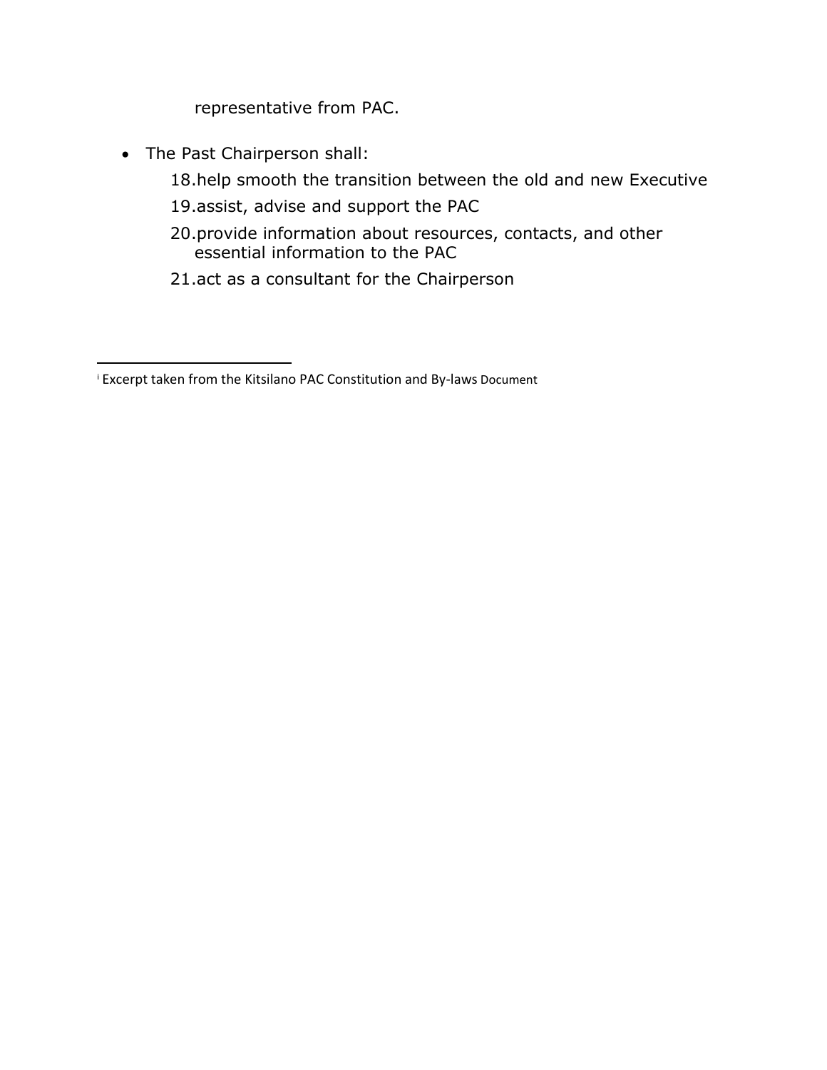representative from PAC.

- The Past Chairperson shall:
    18. help smooth the transition between the old and new Executive
    19. assist, advise and support the PAC
    20. provide information about resources, contacts, and other essential information to the PAC
    21. act as a consultant for the Chairperson

---

[i] Excerpt taken from the Kitsilano PAC Constitution and By-laws Document